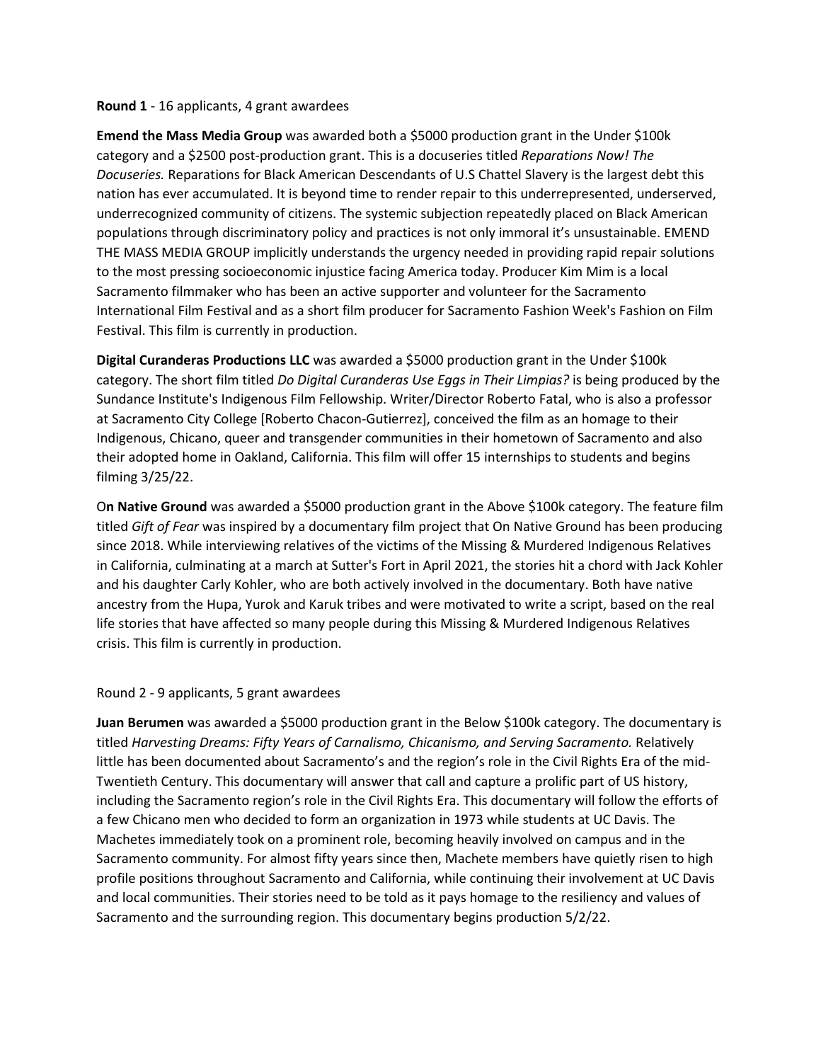**Round 1** - 16 applicants, 4 grant awardees

**Emend the Mass Media Group** was awarded both a $5000 production grant in the Under $100k category and a $2500 post-production grant. This is a docuseries titled *Reparations Now! The Docuseries.* Reparations for Black American Descendants of U.S Chattel Slavery is the largest debt this nation has ever accumulated. It is beyond time to render repair to this underrepresented, underserved, underrecognized community of citizens. The systemic subjection repeatedly placed on Black American populations through discriminatory policy and practices is not only immoral it's unsustainable. EMEND THE MASS MEDIA GROUP implicitly understands the urgency needed in providing rapid repair solutions to the most pressing socioeconomic injustice facing America today. Producer Kim Mim is a local Sacramento filmmaker who has been an active supporter and volunteer for the Sacramento International Film Festival and as a short film producer for Sacramento Fashion Week's Fashion on Film Festival. This film is currently in production.

**Digital Curanderas Productions LLC** was awarded a $5000 production grant in the Under $100k category. The short film titled *Do Digital Curanderas Use Eggs in Their Limpias?* is being produced by the Sundance Institute's Indigenous Film Fellowship. Writer/Director Roberto Fatal, who is also a professor at Sacramento City College [Roberto Chacon-Gutierrez], conceived the film as an homage to their Indigenous, Chicano, queer and transgender communities in their hometown of Sacramento and also their adopted home in Oakland, California. This film will offer 15 internships to students and begins filming 3/25/22.

O**n Native Ground** was awarded a $5000 production grant in the Above $100k category. The feature film titled *Gift of Fear* was inspired by a documentary film project that On Native Ground has been producing since 2018. While interviewing relatives of the victims of the Missing & Murdered Indigenous Relatives in California, culminating at a march at Sutter's Fort in April 2021, the stories hit a chord with Jack Kohler and his daughter Carly Kohler, who are both actively involved in the documentary. Both have native ancestry from the Hupa, Yurok and Karuk tribes and were motivated to write a script, based on the real life stories that have affected so many people during this Missing & Murdered Indigenous Relatives crisis. This film is currently in production.

Round 2 - 9 applicants, 5 grant awardees

**Juan Berumen** was awarded a $5000 production grant in the Below $100k category. The documentary is titled *Harvesting Dreams: Fifty Years of Carnalismo, Chicanismo, and Serving Sacramento.* Relatively little has been documented about Sacramento's and the region's role in the Civil Rights Era of the mid-Twentieth Century. This documentary will answer that call and capture a prolific part of US history, including the Sacramento region's role in the Civil Rights Era. This documentary will follow the efforts of a few Chicano men who decided to form an organization in 1973 while students at UC Davis. The Machetes immediately took on a prominent role, becoming heavily involved on campus and in the Sacramento community. For almost fifty years since then, Machete members have quietly risen to high profile positions throughout Sacramento and California, while continuing their involvement at UC Davis and local communities. Their stories need to be told as it pays homage to the resiliency and values of Sacramento and the surrounding region. This documentary begins production 5/2/22.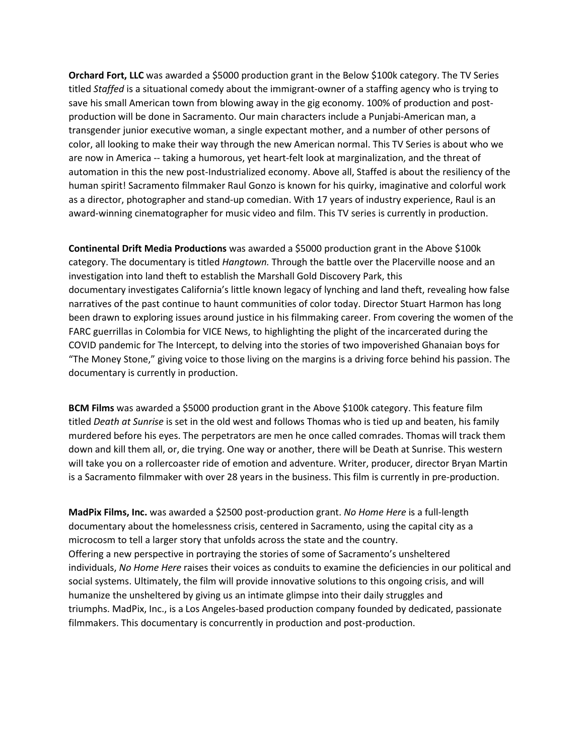**Orchard Fort, LLC** was awarded a $5000 production grant in the Below $100k category. The TV Series titled *Staffed* is a situational comedy about the immigrant-owner of a staffing agency who is trying to save his small American town from blowing away in the gig economy. 100% of production and post-production will be done in Sacramento. Our main characters include a Punjabi-American man, a transgender junior executive woman, a single expectant mother, and a number of other persons of color, all looking to make their way through the new American normal. This TV Series is about who we are now in America -- taking a humorous, yet heart-felt look at marginalization, and the threat of automation in this the new post-Industrialized economy. Above all, Staffed is about the resiliency of the human spirit! Sacramento filmmaker Raul Gonzo is known for his quirky, imaginative and colorful work as a director, photographer and stand-up comedian. With 17 years of industry experience, Raul is an award-winning cinematographer for music video and film. This TV series is currently in production.

**Continental Drift Media Productions** was awarded a $5000 production grant in the Above $100k category. The documentary is titled *Hangtown.* Through the battle over the Placerville noose and an investigation into land theft to establish the Marshall Gold Discovery Park, this documentary investigates California's little known legacy of lynching and land theft, revealing how false narratives of the past continue to haunt communities of color today. Director Stuart Harmon has long been drawn to exploring issues around justice in his filmmaking career. From covering the women of the FARC guerrillas in Colombia for VICE News, to highlighting the plight of the incarcerated during the COVID pandemic for The Intercept, to delving into the stories of two impoverished Ghanaian boys for "The Money Stone," giving voice to those living on the margins is a driving force behind his passion. The documentary is currently in production.

**BCM Films** was awarded a $5000 production grant in the Above $100k category. This feature film titled *Death at Sunrise* is set in the old west and follows Thomas who is tied up and beaten, his family murdered before his eyes. The perpetrators are men he once called comrades. Thomas will track them down and kill them all, or, die trying. One way or another, there will be Death at Sunrise. This western will take you on a rollercoaster ride of emotion and adventure. Writer, producer, director Bryan Martin is a Sacramento filmmaker with over 28 years in the business. This film is currently in pre-production.

**MadPix Films, Inc.** was awarded a $2500 post-production grant. *No Home Here* is a full-length documentary about the homelessness crisis, centered in Sacramento, using the capital city as a microcosm to tell a larger story that unfolds across the state and the country.
Offering a new perspective in portraying the stories of some of Sacramento's unsheltered individuals, *No Home Here* raises their voices as conduits to examine the deficiencies in our political and social systems. Ultimately, the film will provide innovative solutions to this ongoing crisis, and will humanize the unsheltered by giving us an intimate glimpse into their daily struggles and triumphs. MadPix, Inc., is a Los Angeles-based production company founded by dedicated, passionate filmmakers. This documentary is concurrently in production and post-production.